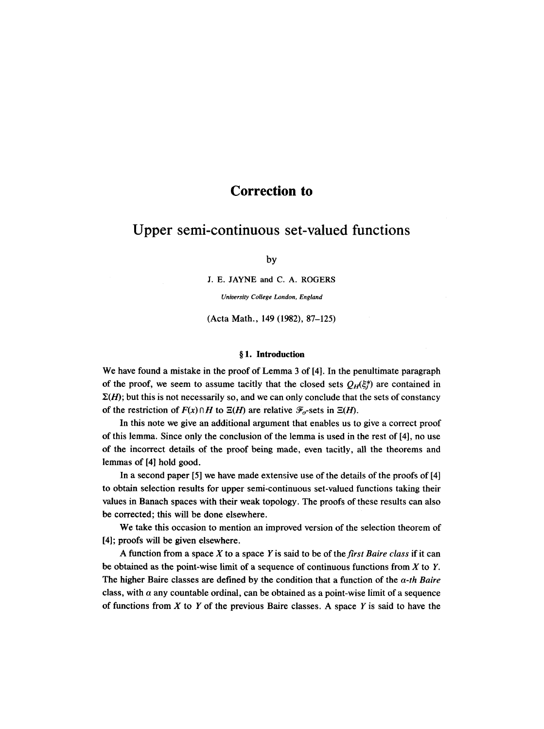# Correction to

# Upper semi-continuous set-valued functions

by

J. E. JAYNE and C. A. ROGERS

*University College London, England*

(Acta Math., 149 (1982), 87–125)

## § 1. Introduction

We have found a mistake in the proof of Lemma 3 of [4]. In the penultimate paragraph of the proof, we seem to assume tacitly that the closed sets $Q_H(\xi_j^*)$ are contained in $\Sigma(H)$; but this is not necessarily so, and we can only conclude that the sets of constancy of the restriction of $F(x) \cap H$ to $\Xi(H)$ are relative $\mathcal{F}_\sigma$-sets in $\Xi(H)$.

In this note we give an additional argument that enables us to give a correct proof of this lemma. Since only the conclusion of the lemma is used in the rest of [4], no use of the incorrect details of the proof being made, even tacitly, all the theorems and lemmas of [4] hold good.

In a second paper [5] we have made extensive use of the details of the proofs of [4] to obtain selection results for upper semi-continuous set-valued functions taking their values in Banach spaces with their weak topology. The proofs of these results can also be corrected; this will be done elsewhere.

We take this occasion to mention an improved version of the selection theorem of [4]; proofs will be given elsewhere.

A function from a space $X$ to a space $Y$ is said to be of the *first Baire class* if it can be obtained as the point-wise limit of a sequence of continuous functions from $X$ to $Y$. The higher Baire classes are defined by the condition that a function of the $\alpha$*-th Baire* class, with $\alpha$ any countable ordinal, can be obtained as a point-wise limit of a sequence of functions from $X$ to $Y$ of the previous Baire classes. A space $Y$ is said to have the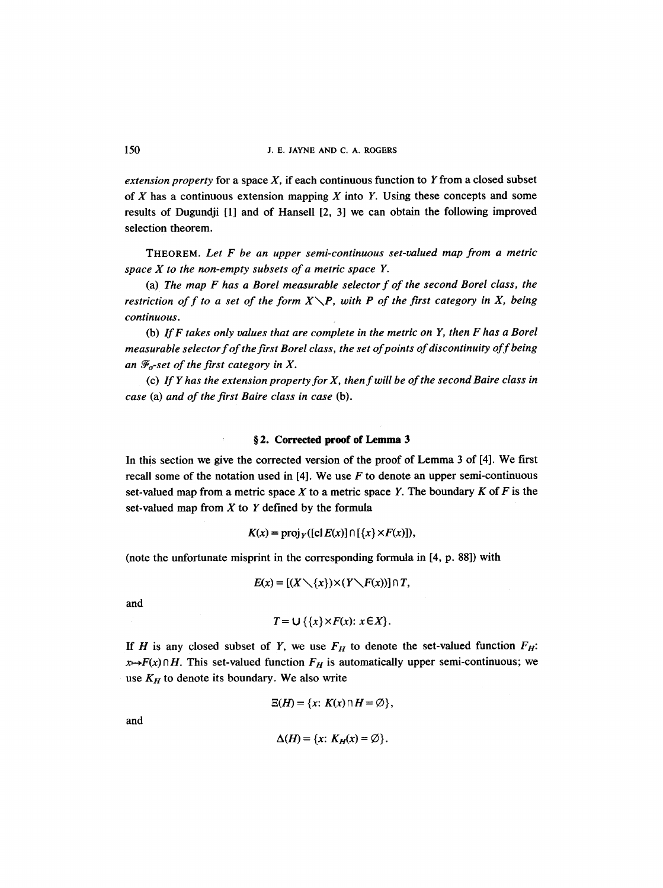*extension property* for a space $X$, if each continuous function to $Y$ from a closed subset of $X$ has a continuous extension mapping $X$ into $Y$. Using these concepts and some results of Dugundji [1] and of Hansell [2, 3] we can obtain the following improved selection theorem.

THEOREM. *Let $F$ be an upper semi-continuous set-valued map from a metric space $X$ to the non-empty subsets of a metric space $Y$.*

(a) *The map $F$ has a Borel measurable selector $f$ of the second Borel class, the restriction of $f$ to a set of the form $X \setminus P$, with $P$ of the first category in $X$, being continuous.*

(b) *If $F$ takes only values that are complete in the metric on $Y$, then $F$ has a Borel measurable selector $f$ of the first Borel class, the set of points of discontinuity of $f$ being an $\mathscr{F}_\sigma$-set of the first category in $X$.*

(c) *If $Y$ has the extension property for $X$, then $f$ will be of the second Baire class in case* (a) *and of the first Baire class in case* (b).

## §2. Corrected proof of Lemma 3

In this section we give the corrected version of the proof of Lemma 3 of [4]. We first recall some of the notation used in [4]. We use $F$ to denote an upper semi-continuous set-valued map from a metric space $X$ to a metric space $Y$. The boundary $K$ of $F$ is the set-valued map from $X$ to $Y$ defined by the formula

$$K(x) = \mathrm{proj}_Y([\mathrm{cl}\, E(x)] \cap [\{x\} \times F(x)]),$$

(note the unfortunate misprint in the corresponding formula in [4, p. 88]) with

$$E(x) = [(X \setminus \{x\}) \times (Y \setminus F(x))] \cap T,$$

and

$$T = \bigcup \{\{x\} \times F(x) \colon x \in X\}.$$

If $H$ is any closed subset of $Y$, we use $F_H$ to denote the set-valued function $F_H$: $x \mapsto F(x) \cap H$. This set-valued function $F_H$ is automatically upper semi-continuous; we use $K_H$ to denote its boundary. We also write

$$\Xi(H) = \{x \colon K(x) \cap H = \emptyset\},$$

and

$$\Delta(H) = \{x \colon K_H(x) = \emptyset\}.$$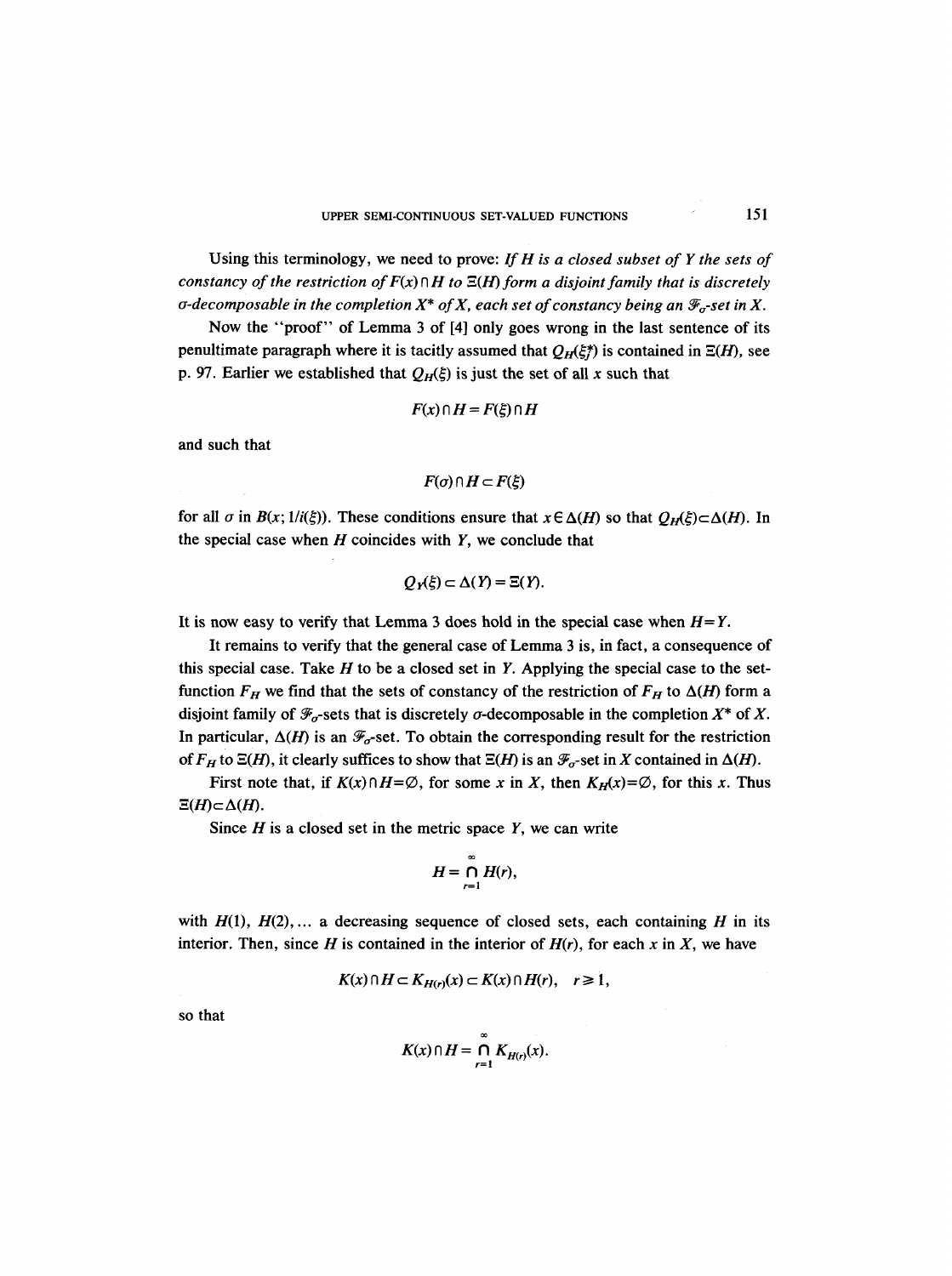Using this terminology, we need to prove: *If $H$ is a closed subset of $Y$ the sets of constancy of the restriction of $F(x) \cap H$ to $\Xi(H)$ form a disjoint family that is discretely $\sigma$-decomposable in the completion $X^*$ of $X$, each set of constancy being an $\mathscr{F}_\sigma$-set in $X$.*

Now the "proof" of Lemma 3 of [4] only goes wrong in the last sentence of its penultimate paragraph where it is tacitly assumed that $Q_H(\xi_j^*)$ is contained in $\Xi(H)$, see p. 97. Earlier we established that $Q_H(\xi)$ is just the set of all $x$ such that

$$F(x) \cap H = F(\xi) \cap H$$

and such that

$$F(\sigma) \cap H \subset F(\xi)$$

for all $\sigma$ in $B(x; 1/i(\xi))$. These conditions ensure that $x \in \Delta(H)$ so that $Q_H(\xi) \subset \Delta(H)$. In the special case when $H$ coincides with $Y$, we conclude that

$$Q_Y(\xi) \subset \Delta(Y) = \Xi(Y).$$

It is now easy to verify that Lemma 3 does hold in the special case when $H = Y$.

It remains to verify that the general case of Lemma 3 is, in fact, a consequence of this special case. Take $H$ to be a closed set in $Y$. Applying the special case to the set-function $F_H$ we find that the sets of constancy of the restriction of $F_H$ to $\Delta(H)$ form a disjoint family of $\mathscr{F}_\sigma$-sets that is discretely $\sigma$-decomposable in the completion $X^*$ of $X$. In particular, $\Delta(H)$ is an $\mathscr{F}_\sigma$-set. To obtain the corresponding result for the restriction of $F_H$ to $\Xi(H)$, it clearly suffices to show that $\Xi(H)$ is an $\mathscr{F}_\sigma$-set in $X$ contained in $\Delta(H)$.

First note that, if $K(x) \cap H = \emptyset$, for some $x$ in $X$, then $K_H(x) = \emptyset$, for this $x$. Thus $\Xi(H) \subset \Delta(H)$.

Since $H$ is a closed set in the metric space $Y$, we can write

$$H = \bigcap_{r=1}^{\infty} H(r),$$

with $H(1), H(2), \ldots$ a decreasing sequence of closed sets, each containing $H$ in its interior. Then, since $H$ is contained in the interior of $H(r)$, for each $x$ in $X$, we have

$$K(x) \cap H \subset K_{H(r)}(x) \subset K(x) \cap H(r), \quad r \geq 1,$$

so that

$$K(x) \cap H = \bigcap_{r=1}^{\infty} K_{H(r)}(x).$$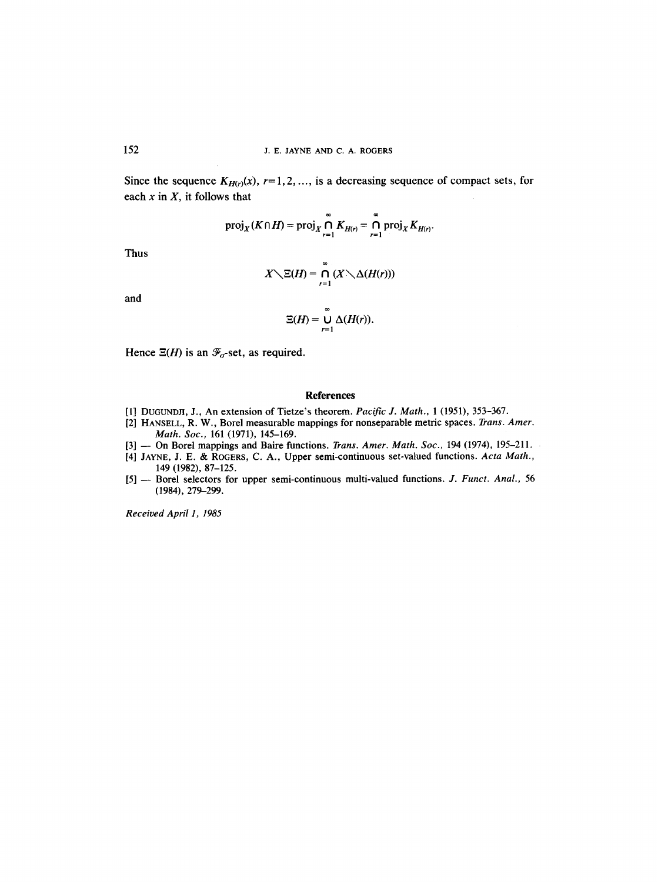Since the sequence $K_{H(r)}(x)$, $r=1,2,\ldots$, is a decreasing sequence of compact sets, for each $x$ in $X$, it follows that

$$\operatorname{proj}_X(K\cap H) = \operatorname{proj}_X \bigcap_{r=1}^{\infty} K_{H(r)} = \bigcap_{r=1}^{\infty} \operatorname{proj}_X K_{H(r)}.$$

Thus

$$X\setminus \Xi(H) = \bigcap_{r=1}^{\infty} (X\setminus \Delta(H(r)))$$

and

$$\Xi(H) = \bigcup_{r=1}^{\infty} \Delta(H(r)).$$

Hence $\Xi(H)$ is an $\mathcal{F}_\sigma$-set, as required.

## References

[1] Dugundji, J., An extension of Tietze's theorem. *Pacific J. Math.*, 1 (1951), 353–367.

[2] Hansell, R. W., Borel measurable mappings for nonseparable metric spaces. *Trans. Amer. Math. Soc.*, 161 (1971), 145–169.

[3] — On Borel mappings and Baire functions. *Trans. Amer. Math. Soc.*, 194 (1974), 195–211.

[4] Jayne, J. E. & Rogers, C. A., Upper semi-continuous set-valued functions. *Acta Math.*, 149 (1982), 87–125.

[5] — Borel selectors for upper semi-continuous multi-valued functions. *J. Funct. Anal.*, 56 (1984), 279–299.

*Received April 1, 1985*